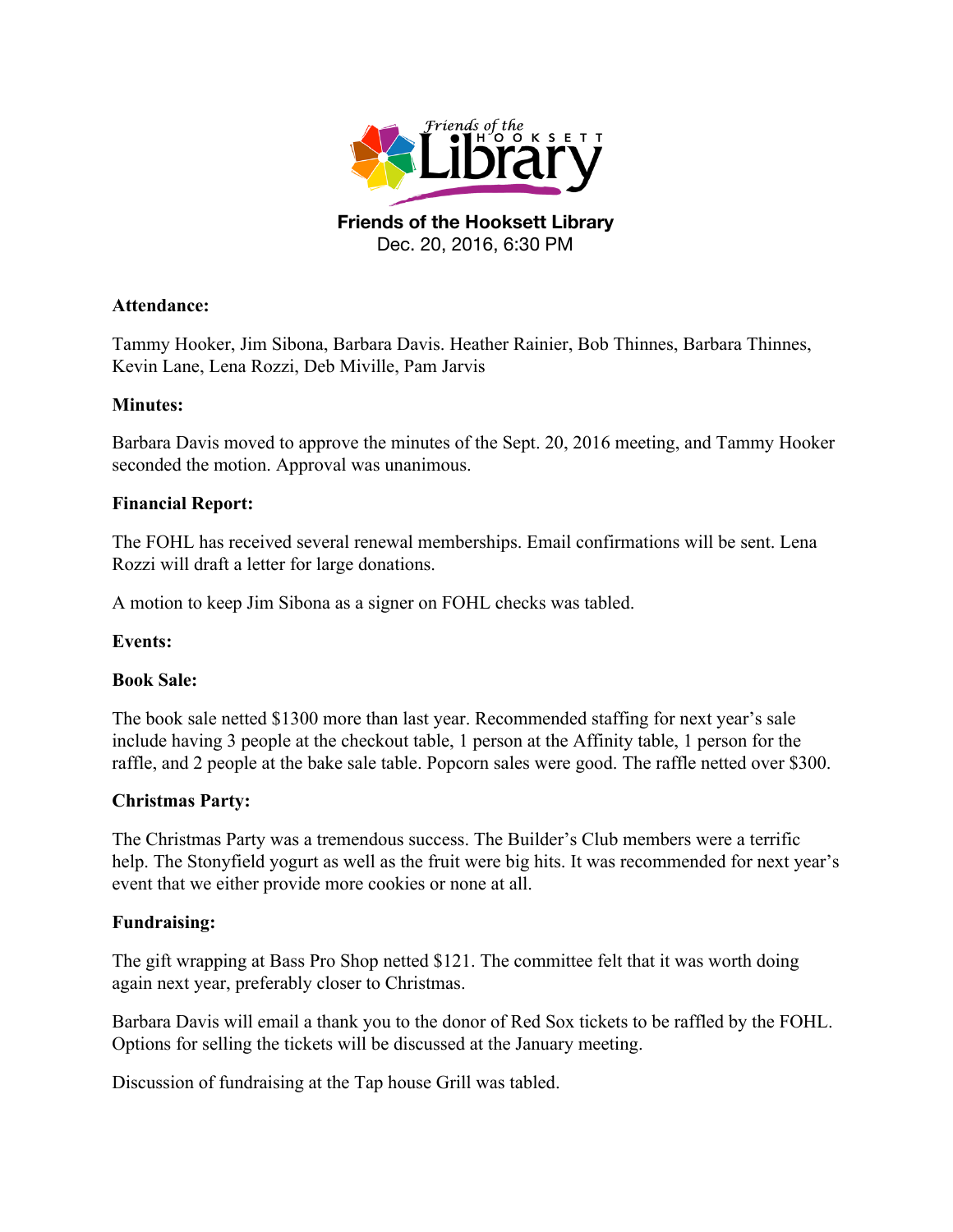# Friends of the Hooksett Library

Dec. 20, 2016, 6:30 PM

**Attendance:**

Tammy Hooker, Jim Sibona, Barbara Davis. Heather Rainier, Bob Thinnes, Barbara Thinnes, Kevin Lane, Lena Rozzi, Deb Miville, Pam Jarvis

**Minutes:**

Barbara Davis moved to approve the minutes of the Sept. 20, 2016 meeting, and Tammy Hooker seconded the motion. Approval was unanimous.

**Financial Report:**

The FOHL has received several renewal memberships. Email confirmations will be sent. Lena Rozzi will draft a letter for large donations.

A motion to keep Jim Sibona as a signer on FOHL checks was tabled.

**Events:**

**Book Sale:**

The book sale netted $1300 more than last year. Recommended staffing for next year's sale include having 3 people at the checkout table, 1 person at the Affinity table, 1 person for the raffle, and 2 people at the bake sale table. Popcorn sales were good. The raffle netted over $300.

**Christmas Party:**

The Christmas Party was a tremendous success. The Builder's Club members were a terrific help. The Stonyfield yogurt as well as the fruit were big hits. It was recommended for next year's event that we either provide more cookies or none at all.

**Fundraising:**

The gift wrapping at Bass Pro Shop netted $121. The committee felt that it was worth doing again next year, preferably closer to Christmas.

Barbara Davis will email a thank you to the donor of Red Sox tickets to be raffled by the FOHL. Options for selling the tickets will be discussed at the January meeting.

Discussion of fundraising at the Tap house Grill was tabled.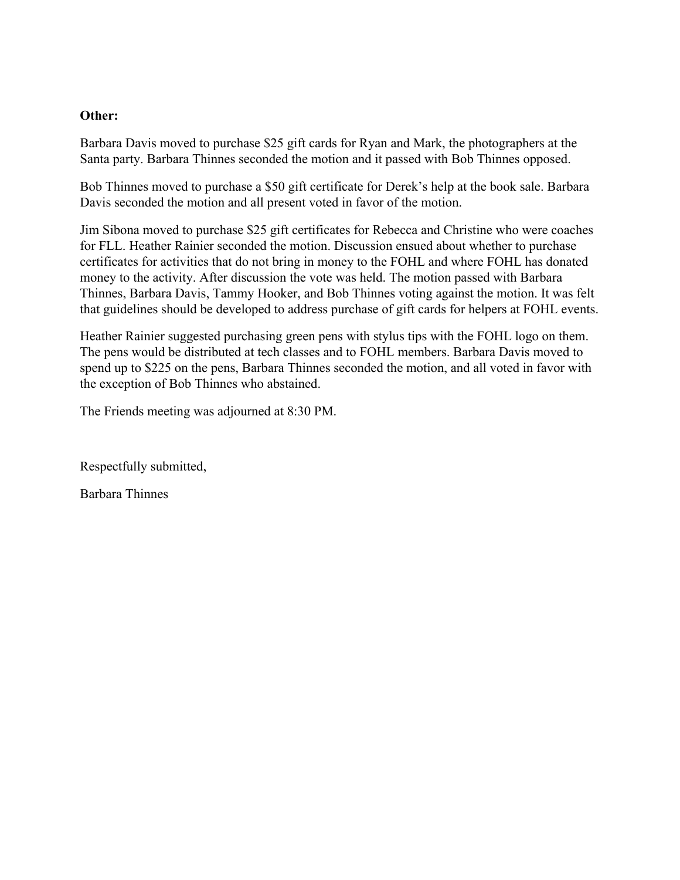**Other:**

Barbara Davis moved to purchase $25 gift cards for Ryan and Mark, the photographers at the Santa party. Barbara Thinnes seconded the motion and it passed with Bob Thinnes opposed.

Bob Thinnes moved to purchase a $50 gift certificate for Derek's help at the book sale. Barbara Davis seconded the motion and all present voted in favor of the motion.

Jim Sibona moved to purchase $25 gift certificates for Rebecca and Christine who were coaches for FLL. Heather Rainier seconded the motion. Discussion ensued about whether to purchase certificates for activities that do not bring in money to the FOHL and where FOHL has donated money to the activity. After discussion the vote was held. The motion passed with Barbara Thinnes, Barbara Davis, Tammy Hooker, and Bob Thinnes voting against the motion. It was felt that guidelines should be developed to address purchase of gift cards for helpers at FOHL events.

Heather Rainier suggested purchasing green pens with stylus tips with the FOHL logo on them. The pens would be distributed at tech classes and to FOHL members. Barbara Davis moved to spend up to $225 on the pens, Barbara Thinnes seconded the motion, and all voted in favor with the exception of Bob Thinnes who abstained.

The Friends meeting was adjourned at 8:30 PM.

Respectfully submitted,

Barbara Thinnes